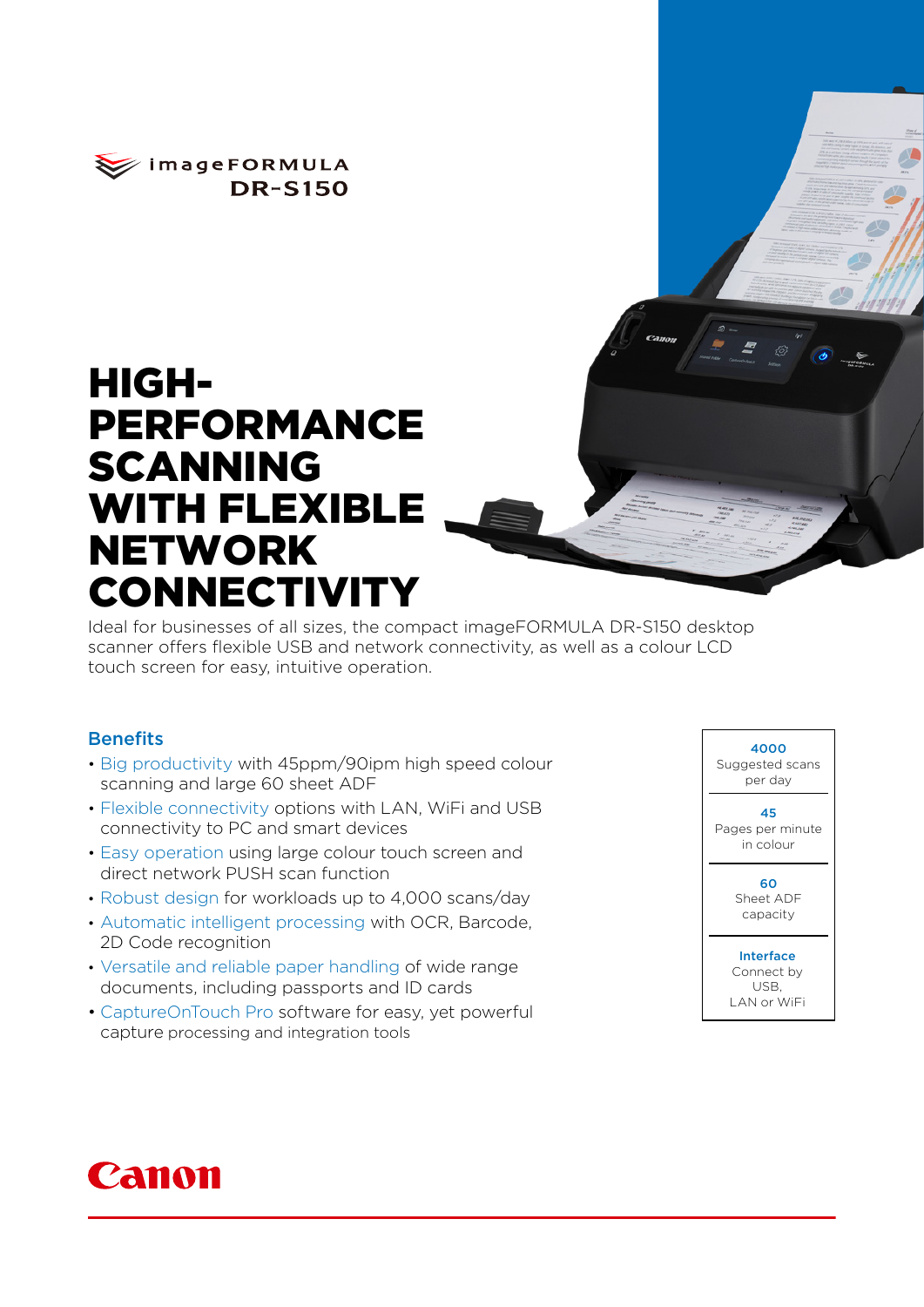imageFORMULA
DR-S150

# HIGH-PERFORMANCE SCANNING WITH FLEXIBLE NETWORK CONNECTIVITY

Ideal for businesses of all sizes, the compact imageFORMULA DR-S150 desktop scanner offers flexible USB and network connectivity, as well as a colour LCD touch screen for easy, intuitive operation.

## Benefits

- Big productivity with 45ppm/90ipm high speed colour scanning and large 60 sheet ADF
- Flexible connectivity options with LAN, WiFi and USB connectivity to PC and smart devices
- Easy operation using large colour touch screen and direct network PUSH scan function
- Robust design for workloads up to 4,000 scans/day
- Automatic intelligent processing with OCR, Barcode, 2D Code recognition
- Versatile and reliable paper handling of wide range documents, including passports and ID cards
- CaptureOnTouch Pro software for easy, yet powerful capture processing and integration tools

**4000**
Suggested scans per day

**45**
Pages per minute in colour

**60**
Sheet ADF capacity

**Interface**
Connect by USB, LAN or WiFi

Canon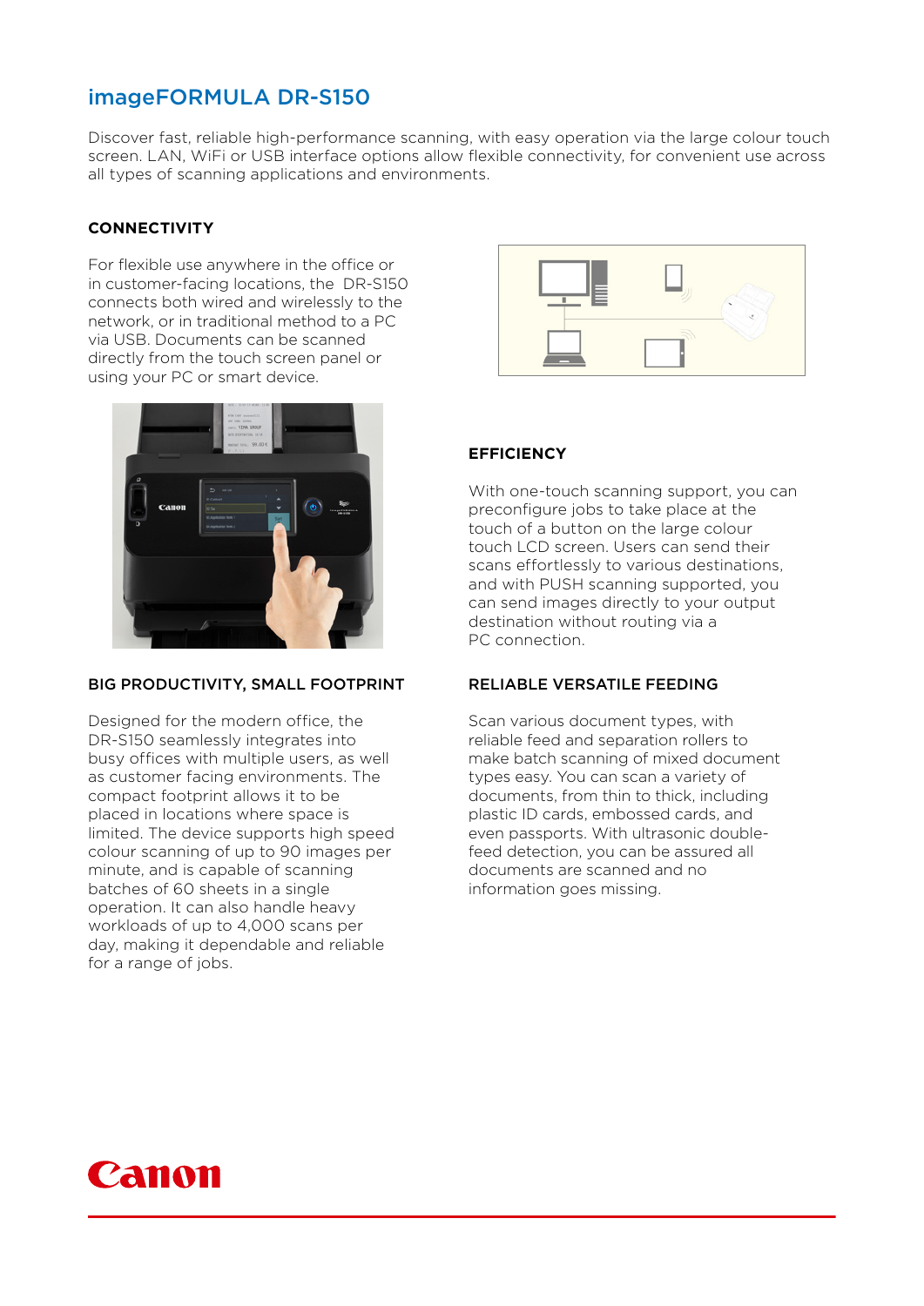# imageFORMULA DR-S150

Discover fast, reliable high-performance scanning, with easy operation via the large colour touch screen. LAN, WiFi or USB interface options allow flexible connectivity, for convenient use across all types of scanning applications and environments.

## CONNECTIVITY

For flexible use anywhere in the office or in customer-facing locations, the DR-S150 connects both wired and wirelessly to the network, or in traditional method to a PC via USB. Documents can be scanned directly from the touch screen panel or using your PC or smart device.

## EFFICIENCY

With one-touch scanning support, you can preconfigure jobs to take place at the touch of a button on the large colour touch LCD screen. Users can send their scans effortlessly to various destinations, and with PUSH scanning supported, you can send images directly to your output destination without routing via a PC connection.

## BIG PRODUCTIVITY, SMALL FOOTPRINT

Designed for the modern office, the DR-S150 seamlessly integrates into busy offices with multiple users, as well as customer facing environments. The compact footprint allows it to be placed in locations where space is limited. The device supports high speed colour scanning of up to 90 images per minute, and is capable of scanning batches of 60 sheets in a single operation. It can also handle heavy workloads of up to 4,000 scans per day, making it dependable and reliable for a range of jobs.

## RELIABLE VERSATILE FEEDING

Scan various document types, with reliable feed and separation rollers to make batch scanning of mixed document types easy. You can scan a variety of documents, from thin to thick, including plastic ID cards, embossed cards, and even passports. With ultrasonic double-feed detection, you can be assured all documents are scanned and no information goes missing.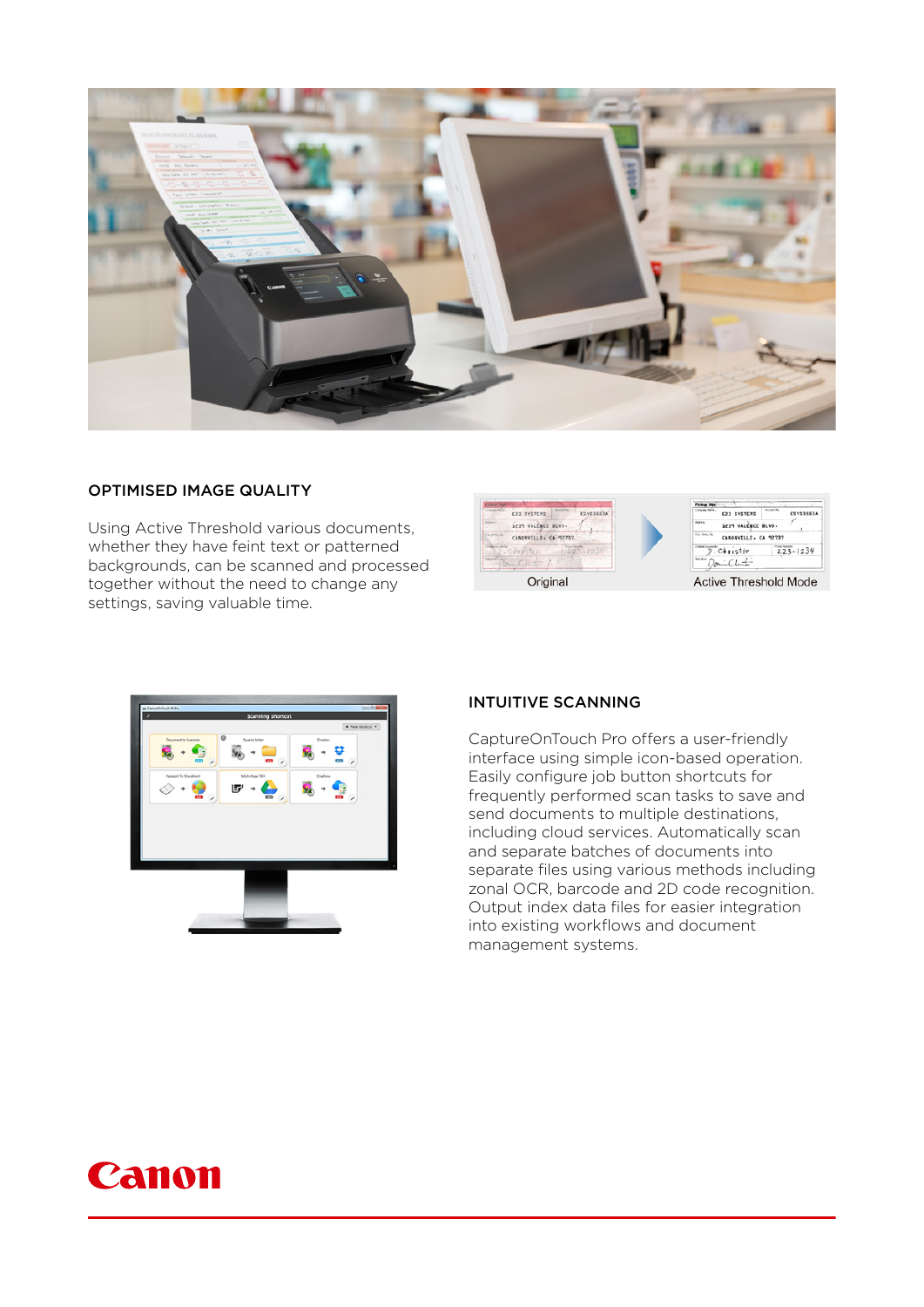## OPTIMISED IMAGE QUALITY

Using Active Threshold various documents, whether they have feint text or patterned backgrounds, can be scanned and processed together without the need to change any settings, saving valuable time.

Original

Active Threshold Mode

## INTUITIVE SCANNING

CaptureOnTouch Pro offers a user-friendly interface using simple icon-based operation. Easily configure job button shortcuts for frequently performed scan tasks to save and send documents to multiple destinations, including cloud services. Automatically scan and separate batches of documents into separate files using various methods including zonal OCR, barcode and 2D code recognition. Output index data files for easier integration into existing workflows and document management systems.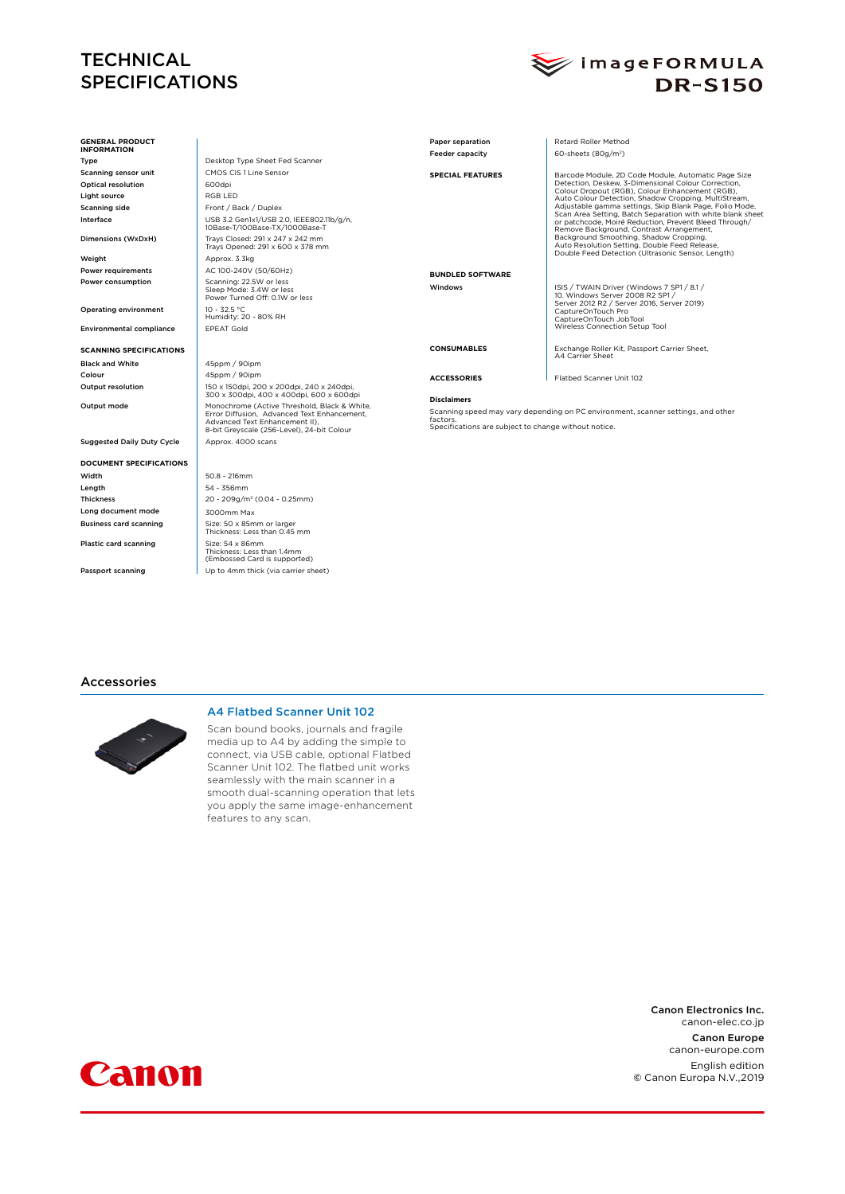# TECHNICAL SPECIFICATIONS

imageFORMULA **DR-S150**

| | |
|---|---|
| **GENERAL PRODUCT INFORMATION** | |
| Type | Desktop Type Sheet Fed Scanner |
| Scanning sensor unit | CMOS CIS 1 Line Sensor |
| Optical resolution | 600dpi |
| Light source | RGB LED |
| Scanning side | Front / Back / Duplex |
| Interface | USB 3.2 Gen1x1/USB 2.0, IEEE802.11b/g/n, 10Base-T/100Base-TX/1000Base-T |
| Dimensions (WxDxH) | Trays Closed: 291 x 247 x 242 mm<br>Trays Opened: 291 x 600 x 378 mm |
| Weight | Approx. 3.3kg |
| Power requirements | AC 100-240V (50/60Hz) |
| Power consumption | Scanning: 22.5W or less<br>Sleep Mode: 3.4W or less<br>Power Turned Off: 0.1W or less |
| Operating environment | 10 - 32.5 °C<br>Humidity: 20 - 80% RH |
| Environmental compliance | EPEAT Gold |
| **SCANNING SPECIFICATIONS** | |
| Black and White | 45ppm / 90ipm |
| Colour | 45ppm / 90ipm |
| Output resolution | 150 x 150dpi, 200 x 200dpi, 240 x 240dpi, 300 x 300dpi, 400 x 400dpi, 600 x 600dpi |
| Output mode | Monochrome (Active Threshold, Black & White, Error Diffusion, Advanced Text Enhancement, Advanced Text Enhancement II), 8-bit Greyscale (256-Level), 24-bit Colour |
| Suggested Daily Duty Cycle | Approx. 4000 scans |
| **DOCUMENT SPECIFICATIONS** | |
| Width | 50.8 - 216mm |
| Length | 54 - 356mm |
| Thickness | 20 - 209g/m² (0.04 - 0.25mm) |
| Long document mode | 3000mm Max |
| Business card scanning | Size: 50 x 85mm or larger<br>Thickness: Less than 0.45 mm |
| Plastic card scanning | Size: 54 x 86mm<br>Thickness: Less than 1.4mm<br>(Embossed Card is supported) |
| Passport scanning | Up to 4mm thick (via carrier sheet) |
| Paper separation | Retard Roller Method |
| Feeder capacity | 60-sheets (80g/m²) |
| **SPECIAL FEATURES** | Barcode Module, 2D Code Module, Automatic Page Size Detection, Deskew, 3-Dimensional Colour Correction, Colour Dropout (RGB), Colour Enhancement (RGB), Auto Colour Detection, Shadow Cropping, MultiStream, Adjustable gamma settings, Skip Blank Page, Folio Mode, Scan Area Setting, Batch Separation with white blank sheet or patchcode, Moiré Reduction, Prevent Bleed Through/ Remove Background, Contrast Arrangement, Background Smoothing, Shadow Cropping, Auto Resolution Setting, Double Feed Release, Double Feed Detection (Ultrasonic Sensor, Length) |
| **BUNDLED SOFTWARE** | |
| Windows | ISIS / TWAIN Driver (Windows 7 SP1 / 8.1 / 10. Windows Server 2008 R2 SP1 / Server 2012 R2 / Server 2016, Server 2019)<br>CaptureOnTouch Pro<br>CaptureOnTouch JobTool<br>Wireless Connection Setup Tool |
| **CONSUMABLES** | Exchange Roller Kit, Passport Carrier Sheet, A4 Carrier Sheet |
| **ACCESSORIES** | Flatbed Scanner Unit 102 |

**Disclaimers**

Scanning speed may vary depending on PC environment, scanner settings, and other factors.
Specifications are subject to change without notice.

## Accessories

### A4 Flatbed Scanner Unit 102

Scan bound books, journals and fragile media up to A4 by adding the simple to connect, via USB cable, optional Flatbed Scanner Unit 102. The flatbed unit works seamlessly with the main scanner in a smooth dual-scanning operation that lets you apply the same image-enhancement features to any scan.

Canon

**Canon Electronics Inc.**
canon-elec.co.jp

**Canon Europe**
canon-europe.com

English edition
© Canon Europa N.V.,2019